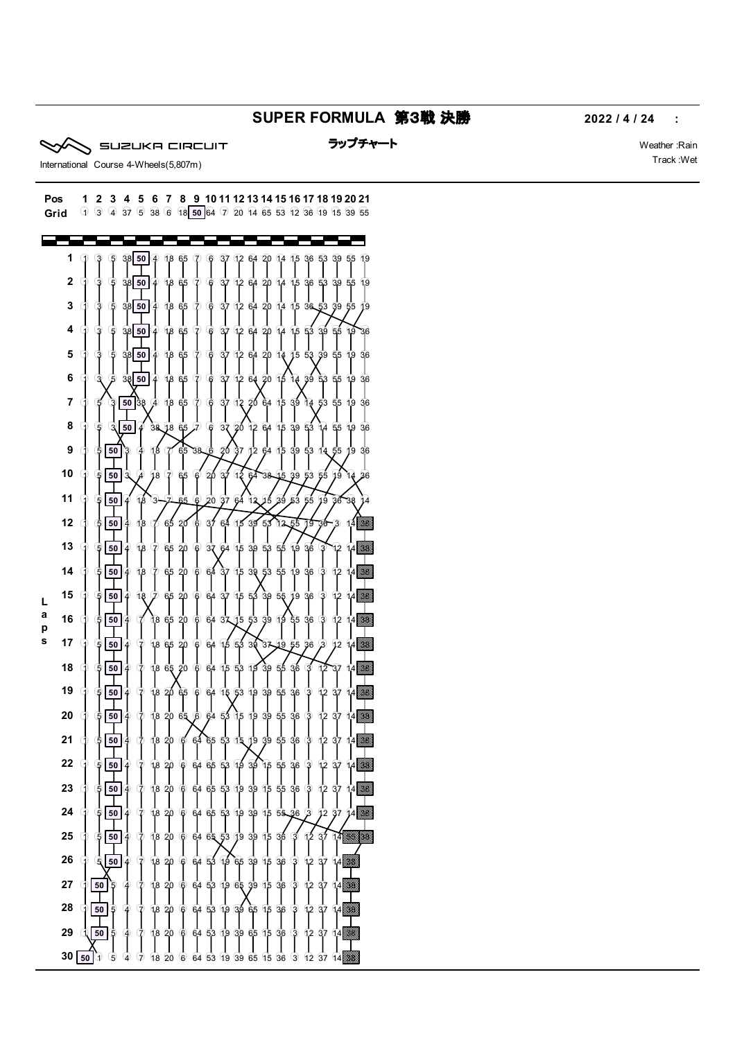# SUPER FORMULA 第3戦 決勝

2022 / 4 / 24 :

SUZUKA CIRCUIT

## ラップチャート

International Course 4-Wheels(5,807m)

Weather :Rain
Track :Wet

| Pos | 1 | 2 | 3 | 4 | 5 | 6 | 7 | 8 | 9 | 10 | 11 | 12 | 13 | 14 | 15 | 16 | 17 | 18 | 19 | 20 | 21 |
|---|---|---|---|---|---|---|---|---|---|---|---|---|---|---|---|---|---|---|---|---|---|
| Grid | 1 | 3 | 4 | 37 | 5 | 38 | 6 | 18 | 50 | 64 | 7 | 20 | 14 | 65 | 53 | 12 | 36 | 19 | 15 | 39 | 55 |
| 1 | 1 | 3 | 5 | 38 | 50 | 4 | 18 | 65 | 7 | 6 | 37 | 12 | 64 | 20 | 14 | 15 | 36 | 53 | 39 | 55 | 19 |
| 2 | 1 | 3 | 5 | 38 | 50 | 4 | 18 | 65 | 7 | 6 | 37 | 12 | 64 | 20 | 14 | 15 | 36 | 53 | 39 | 55 | 19 |
| 3 | 1 | 3 | 5 | 38 | 50 | 4 | 18 | 65 | 7 | 6 | 37 | 12 | 64 | 20 | 14 | 15 | 36 | 53 | 39 | 55 | 19 |
| 4 | 1 | 3 | 5 | 38 | 50 | 4 | 18 | 65 | 7 | 6 | 37 | 12 | 64 | 20 | 14 | 15 | 53 | 39 | 55 | 19 | 36 |
| 5 | 1 | 3 | 5 | 38 | 50 | 4 | 18 | 65 | 7 | 6 | 37 | 12 | 64 | 20 | 14 | 15 | 53 | 39 | 55 | 19 | 36 |
| 6 | 1 | 3 | 5 | 38 | 50 | 4 | 18 | 65 | 7 | 6 | 37 | 12 | 64 | 20 | 15 | 14 | 39 | 53 | 55 | 19 | 36 |
| 7 | 1 | 5 | 3 | 50 | 38 | 4 | 18 | 65 | 7 | 6 | 37 | 12 | 20 | 64 | 15 | 39 | 14 | 53 | 55 | 19 | 36 |
| 8 | 1 | 5 | 3 | 50 | 4 | 38 | 18 | 65 | 7 | 6 | 37 | 20 | 12 | 64 | 15 | 39 | 53 | 14 | 55 | 19 | 36 |
| 9 | 1 | 5 | 50 | 3 | 4 | 18 | 7 | 65 | 38 | 6 | 20 | 37 | 12 | 64 | 15 | 39 | 53 | 14 | 55 | 19 | 36 |
| 10 | 1 | 5 | 50 | 3 | 4 | 18 | 7 | 65 | 6 | 20 | 37 | 12 | 64 | 38 | 15 | 39 | 53 | 55 | 19 | 14 | 36 |
| 11 | 1 | 5 | 50 | 4 | 18 | 3 | 7 | 65 | 6 | 20 | 37 | 64 | 12 | 15 | 39 | 53 | 55 | 19 | 36 | 38 | 14 |
| 12 | 1 | 5 | 50 | 4 | 18 | 7 | 65 | 20 | 6 | 37 | 64 | 15 | 39 | 53 | 12 | 55 | 19 | 36 | 3 | 14 | 38 |
| 13 | 1 | 5 | 50 | 4 | 18 | 7 | 65 | 20 | 6 | 37 | 64 | 15 | 39 | 53 | 55 | 19 | 36 | 3 | 12 | 14 | 38 |
| 14 | 1 | 5 | 50 | 4 | 18 | 7 | 65 | 20 | 6 | 64 | 37 | 15 | 39 | 53 | 55 | 19 | 36 | 3 | 12 | 14 | 38 |
| 15 | 1 | 5 | 50 | 4 | 18 | 7 | 65 | 20 | 6 | 64 | 37 | 15 | 53 | 39 | 55 | 19 | 36 | 3 | 12 | 14 | 38 |
| 16 | 1 | 5 | 50 | 4 | 7 | 18 | 65 | 20 | 6 | 64 | 37 | 15 | 53 | 39 | 19 | 55 | 36 | 3 | 12 | 14 | 38 |
| 17 | 1 | 5 | 50 | 4 | 7 | 18 | 65 | 20 | 6 | 64 | 15 | 53 | 39 | 37 | 19 | 55 | 36 | 3 | 12 | 14 | 38 |
| 18 | 1 | 5 | 50 | 4 | 7 | 18 | 65 | 20 | 6 | 64 | 15 | 53 | 19 | 39 | 55 | 36 | 3 | 12 | 37 | 14 | 38 |
| 19 | 1 | 5 | 50 | 4 | 7 | 18 | 20 | 65 | 6 | 64 | 15 | 53 | 19 | 39 | 55 | 36 | 3 | 12 | 37 | 14 | 38 |
| 20 | 1 | 5 | 50 | 4 | 7 | 18 | 20 | 65 | 6 | 64 | 53 | 15 | 19 | 39 | 55 | 36 | 3 | 12 | 37 | 14 | 38 |
| 21 | 1 | 5 | 50 | 4 | 7 | 18 | 20 | 6 | 64 | 65 | 53 | 15 | 19 | 39 | 55 | 36 | 3 | 12 | 37 | 14 | 38 |
| 22 | 1 | 5 | 50 | 4 | 7 | 18 | 20 | 6 | 64 | 65 | 53 | 19 | 39 | 15 | 55 | 36 | 3 | 12 | 37 | 14 | 38 |
| 23 | 1 | 5 | 50 | 4 | 7 | 18 | 20 | 6 | 64 | 65 | 53 | 19 | 39 | 15 | 55 | 36 | 3 | 12 | 37 | 14 | 38 |
| 24 | 1 | 5 | 50 | 4 | 7 | 18 | 20 | 6 | 64 | 65 | 53 | 19 | 39 | 15 | 55 | 36 | 3 | 12 | 37 | 14 | 38 |
| 25 | 1 | 5 | 50 | 4 | 7 | 18 | 20 | 6 | 64 | 65 | 53 | 19 | 39 | 15 | 36 | 3 | 12 | 37 | 14 | 55 | 38 |
| 26 | 1 | 5 | 50 | 4 | 7 | 18 | 20 | 6 | 64 | 53 | 19 | 65 | 39 | 15 | 36 | 3 | 12 | 37 | 14 | 55 | |
| 27 | 1 | 50 | 5 | 4 | 7 | 18 | 20 | 6 | 64 | 53 | 19 | 65 | 39 | 15 | 36 | 3 | 12 | 37 | 14 | 55 | |
| 28 | 1 | 50 | 5 | 4 | 7 | 18 | 20 | 6 | 64 | 53 | 19 | 39 | 65 | 15 | 36 | 3 | 12 | 37 | 14 | 55 | |
| 29 | 1 | 50 | 5 | 4 | 7 | 18 | 20 | 6 | 64 | 53 | 19 | 39 | 65 | 15 | 36 | 3 | 12 | 37 | 14 | 55 | |
| 30 | 50 | 1 | 5 | 4 | 7 | 18 | 20 | 6 | 64 | 53 | 19 | 39 | 65 | 15 | 36 | 3 | 12 | 37 | 14 | 55 | |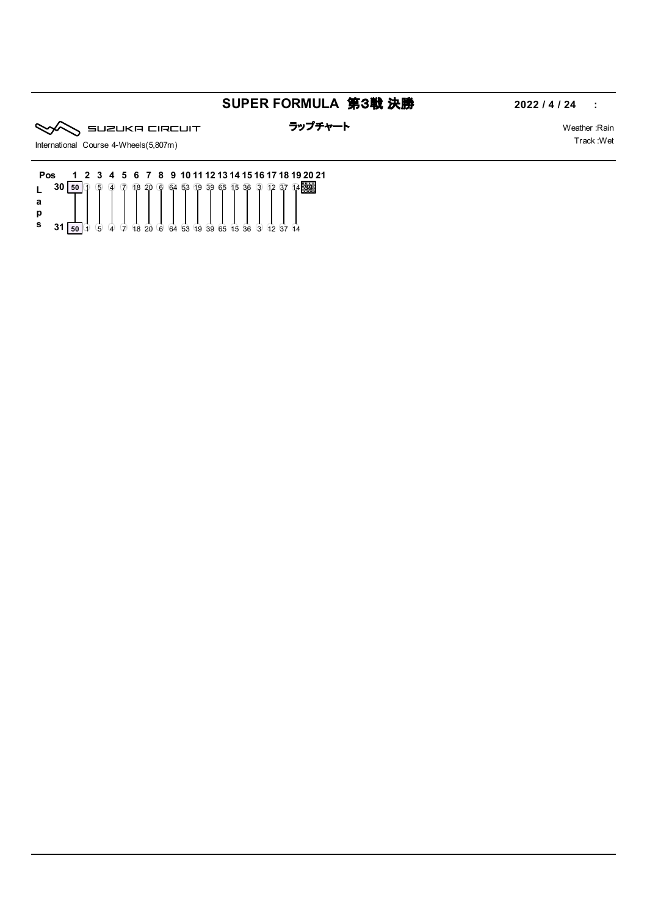# SUPER FORMULA 第3戦 決勝

2022 / 4 / 24 :

SUZUKA CIRCUIT

International Course 4-Wheels(5,807m)

## ラップチャート

Weather :Rain

Track :Wet

Pos 1 2 3 4 5 6 7 8 9 10 11 12 13 14 15 16 17 18 19 20 21

Laps

30 50 1 5 4 7 18 20 6 64 53 19 39 65 15 36 3 12 37 14

31 50 1 5 4 7 18 20 6 64 53 19 39 65 15 36 3 12 37 14